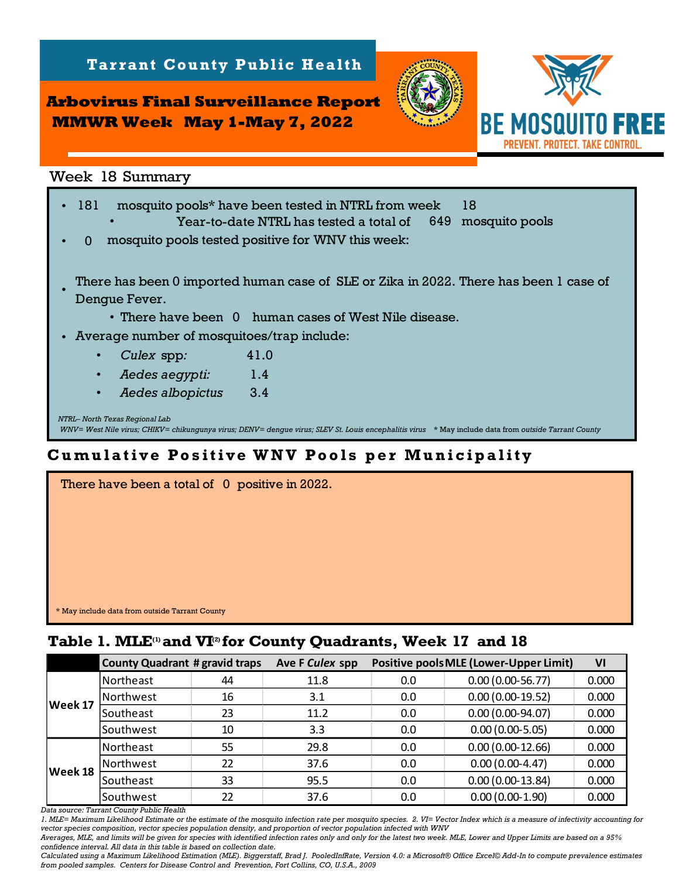**Tarrant County Public Health**

# Arbovirus Final Surveillance Report
## MMWR Week May 1-May 7, 2022

BE MOSQUITO FREE
PREVENT. PROTECT. TAKE CONTROL.

### Week 18 Summary

- 181 mosquito pools* have been tested in NTRL from week 18
  - Year-to-date NTRL has tested a total of 649 mosquito pools
- 0 mosquito pools tested positive for WNV this week:
- There has been 0 imported human case of SLE or Zika in 2022. There has been 1 case of Dengue Fever.
  - There have been 0 human cases of West Nile disease.
- Average number of mosquitoes/trap include:
  - *Culex* spp*:* 41.0
  - *Aedes aegypti:* 1.4
  - *Aedes albopictus* 3.4

*NTRL– North Texas Regional Lab*
*WNV= West Nile virus; CHIKV= chikungunya virus; DENV= dengue virus; SLEV St. Louis encephalitis virus* * May include data from *outside* Tarrant County

### Cumulative Positive WNV Pools per Municipality

There have been a total of 0 positive in 2022.

* May include data from outside Tarrant County

### Table 1. MLE(1) and VI(2) for County Quadrants, Week 17 and 18

| | County Quadrant | # gravid traps | Ave F *Culex* spp | Positive pools | MLE (Lower-Upper Limit) | VI |
|---|---|---|---|---|---|---|
| **Week 17** | Northeast | 44 | 11.8 | 0.0 | 0.00 (0.00-56.77) | 0.000 |
| | Northwest | 16 | 3.1 | 0.0 | 0.00 (0.00-19.52) | 0.000 |
| | Southeast | 23 | 11.2 | 0.0 | 0.00 (0.00-94.07) | 0.000 |
| | Southwest | 10 | 3.3 | 0.0 | 0.00 (0.00-5.05) | 0.000 |
| **Week 18** | Northeast | 55 | 29.8 | 0.0 | 0.00 (0.00-12.66) | 0.000 |
| | Northwest | 22 | 37.6 | 0.0 | 0.00 (0.00-4.47) | 0.000 |
| | Southeast | 33 | 95.5 | 0.0 | 0.00 (0.00-13.84) | 0.000 |
| | Southwest | 22 | 37.6 | 0.0 | 0.00 (0.00-1.90) | 0.000 |

*Data source: Tarrant County Public Health*

*1. MLE= Maximum Likelihood Estimate or the estimate of the mosquito infection rate per mosquito species. 2. VI= Vector Index which is a measure of infectivity accounting for vector species composition, vector species population density, and proportion of vector population infected with WNV*

*Averages, MLE, and limits will be given for species with identified infection rates only and only for the latest two week. MLE, Lower and Upper Limits are based on a 95% confidence interval. All data in this table is based on collection date.*

*Calculated using a Maximum Likelihood Estimation (MLE). Biggerstaff, Brad J. PooledInfRate, Version 4.0: a Microsoft® Office Excel© Add-In to compute prevalence estimates from pooled samples. Centers for Disease Control and Prevention, Fort Collins, CO, U.S.A., 2009*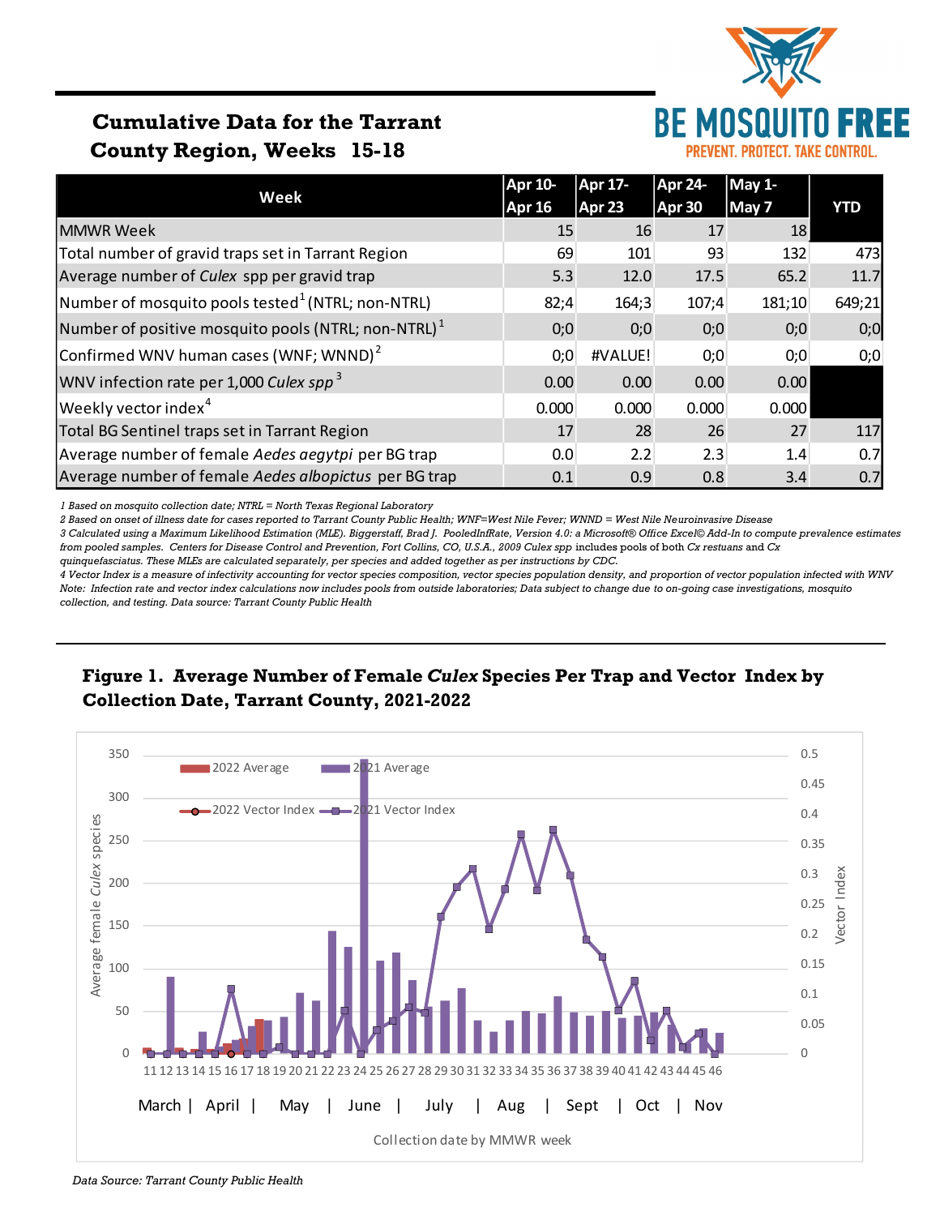# Cumulative Data for the Tarrant County Region, Weeks 15-18

BE MOSQUITO FREE
PREVENT. PROTECT. TAKE CONTROL.

| Week | Apr 10-Apr 16 | Apr 17-Apr 23 | Apr 24-Apr 30 | May 1-May 7 | YTD |
|---|---|---|---|---|---|
| MMWR Week | 15 | 16 | 17 | 18 | |
| Total number of gravid traps set in Tarrant Region | 69 | 101 | 93 | 132 | 473 |
| Average number of *Culex* spp per gravid trap | 5.3 | 12.0 | 17.5 | 65.2 | 11.7 |
| Number of mosquito pools tested[1] (NTRL; non-NTRL) | 82;4 | 164;3 | 107;4 | 181;10 | 649;21 |
| Number of positive mosquito pools (NTRL; non-NTRL)[1] | 0;0 | 0;0 | 0;0 | 0;0 | 0;0 |
| Confirmed WNV human cases (WNF; WNND)[2] | 0;0 | #VALUE! | 0;0 | 0;0 | 0;0 |
| WNV infection rate per 1,000 *Culex spp*[3] | 0.00 | 0.00 | 0.00 | 0.00 | |
| Weekly vector index[4] | 0.000 | 0.000 | 0.000 | 0.000 | |
| Total BG Sentinel traps set in Tarrant Region | 17 | 28 | 26 | 27 | 117 |
| Average number of female *Aedes aegytpi* per BG trap | 0.0 | 2.2 | 2.3 | 1.4 | 0.7 |
| Average number of female *Aedes albopictus* per BG trap | 0.1 | 0.9 | 0.8 | 3.4 | 0.7 |

*1 Based on mosquito collection date; NTRL = North Texas Regional Laboratory*
*2 Based on onset of illness date for cases reported to Tarrant County Public Health; WNF=West Nile Fever; WNND = West Nile Neuroinvasive Disease*
*3 Calculated using a Maximum Likelihood Estimation (MLE). Biggerstaff, Brad J. PooledInfRate, Version 4.0: a Microsoft® Office Excel© Add-In to compute prevalence estimates from pooled samples. Centers for Disease Control and Prevention, Fort Collins, CO, U.S.A., 2009 Culex spp includes pools of both Cx restuans and Cx quinquefasciatus. These MLEs are calculated separately, per species and added together as per instructions by CDC.*
*4 Vector Index is a measure of infectivity accounting for vector species composition, vector species population density, and proportion of vector population infected with WNV*
*Note: Infection rate and vector index calculations now includes pools from outside laboratories; Data subject to change due to on-going case investigations, mosquito collection, and testing. Data source: Tarrant County Public Health*

**Figure 1. Average Number of Female *Culex* Species Per Trap and Vector Index by Collection Date, Tarrant County, 2021-2022**

*Data Source: Tarrant County Public Health*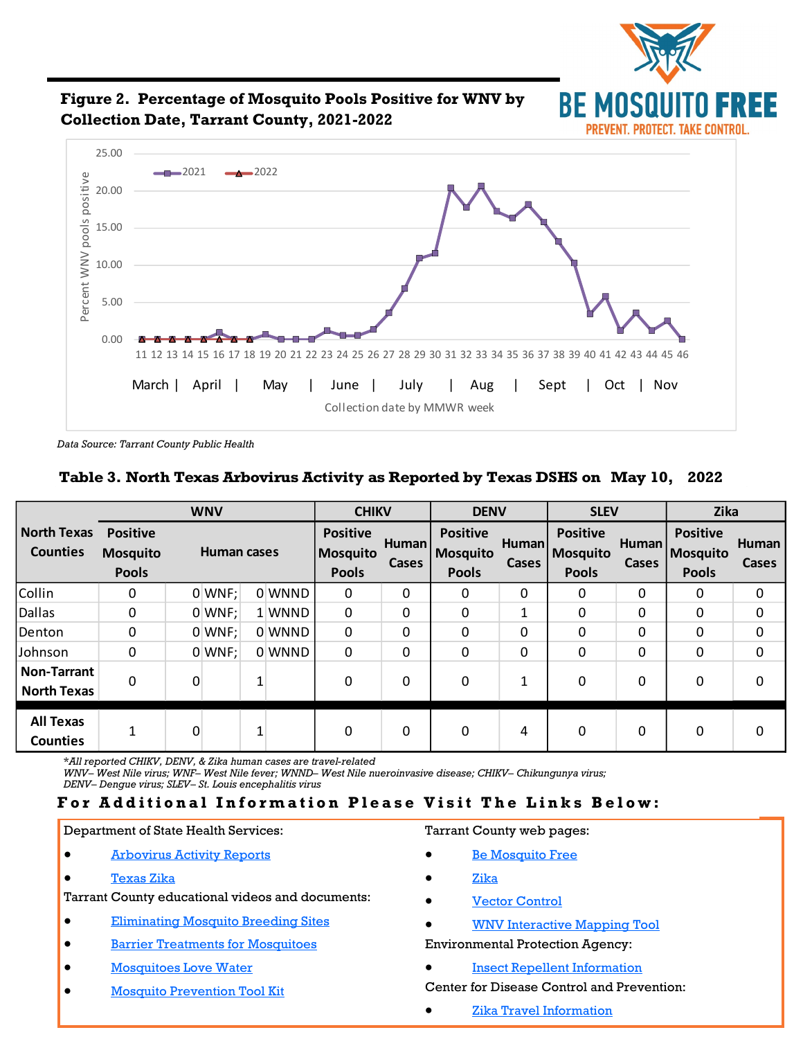BE MOSQUITO FREE
PREVENT. PROTECT. TAKE CONTROL.

**Figure 2. Percentage of Mosquito Pools Positive for WNV by Collection Date, Tarrant County, 2021-2022**

25.00
20.00
15.00
10.00
5.00
0.00

Percent WNV pools positive

2021
2022

11 12 13 14 15 16 17 18 19 20 21 22 23 24 25 26 27 28 29 30 31 32 33 34 35 36 37 38 39 40 41 42 43 44 45 46

March | April | May | June | July | Aug | Sept | Oct | Nov

Collection date by MMWR week

*Data Source: Tarrant County Public Health*

**Table 3. North Texas Arbovirus Activity as Reported by Texas DSHS on May 10, 2022**

| North Texas Counties | WNV | | | | | CHIKV | | DENV | | SLEV | | Zika | |
|---|---|---|---|---|---|---|---|---|---|---|---|---|---|
| | Positive Mosquito Pools | Human cases | | | | Positive Mosquito Pools | Human Cases | Positive Mosquito Pools | Human Cases | Positive Mosquito Pools | Human Cases | Positive Mosquito Pools | Human Cases |
| Collin | 0 | 0 | WNF; | 0 | WNND | 0 | 0 | 0 | 0 | 0 | 0 | 0 | 0 |
| Dallas | 0 | 0 | WNF; | 1 | WNND | 0 | 0 | 0 | 1 | 0 | 0 | 0 | 0 |
| Denton | 0 | 0 | WNF; | 0 | WNND | 0 | 0 | 0 | 0 | 0 | 0 | 0 | 0 |
| Johnson | 0 | 0 | WNF; | 0 | WNND | 0 | 0 | 0 | 0 | 0 | 0 | 0 | 0 |
| **Non-Tarrant North Texas** | 0 | 0 | | 1 | | 0 | 0 | 0 | 1 | 0 | 0 | 0 | 0 |
| **All Texas Counties** | 1 | 0 | | 1 | | 0 | 0 | 0 | 4 | 0 | 0 | 0 | 0 |

*\*All reported CHIKV, DENV, & Zika human cases are travel-related*
*WNV– West Nile virus; WNF– West Nile fever; WNND– West Nile nueroinvasive disease; CHIKV– Chikungunya virus; DENV– Dengue virus; SLEV– St. Louis encephalitis virus*

**For Additional Information Please Visit The Links Below:**

Department of State Health Services:

- Arbovirus Activity Reports
- Texas Zika

Tarrant County educational videos and documents:

- Eliminating Mosquito Breeding Sites
- Barrier Treatments for Mosquitoes
- Mosquitoes Love Water
- Mosquito Prevention Tool Kit

Tarrant County web pages:

- Be Mosquito Free
- Zika
- Vector Control
- WNV Interactive Mapping Tool

Environmental Protection Agency:

- Insect Repellent Information

Center for Disease Control and Prevention:

- Zika Travel Information